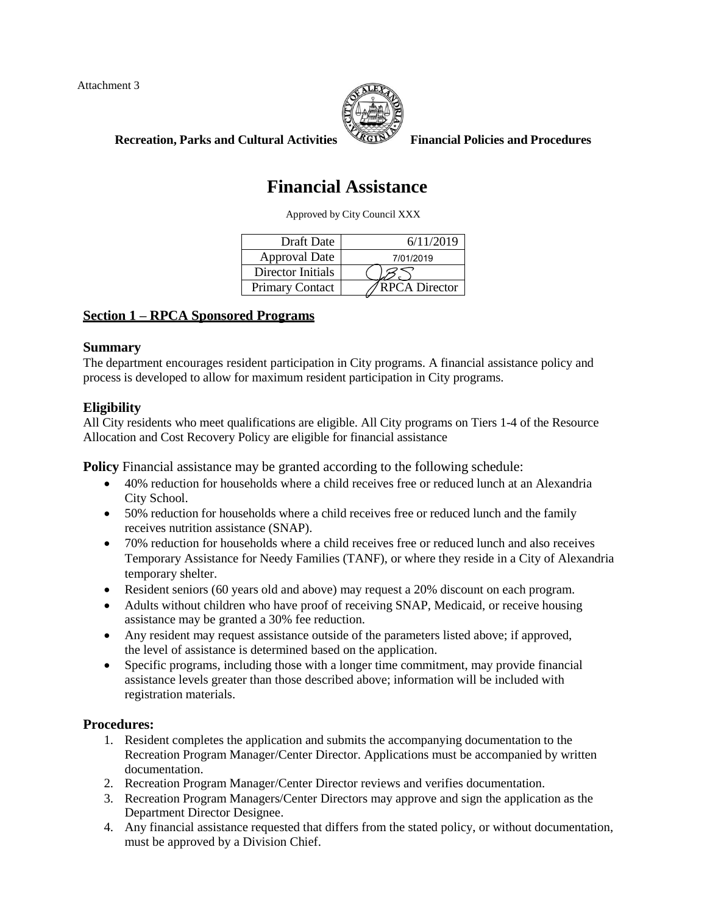Attachment 3

**Recreation, Parks and Cultural Activities** **Financial Policies and Procedures**

# Financial Assistance

Approved by City Council XXX

| | |
|---|---|
| Draft Date | 6/11/2019 |
| Approval Date | 7/01/2019 |
| Director Initials | JBS |
| Primary Contact | RPCA Director |

## Section 1 – RPCA Sponsored Programs

### Summary

The department encourages resident participation in City programs. A financial assistance policy and process is developed to allow for maximum resident participation in City programs.

### Eligibility

All City residents who meet qualifications are eligible. All City programs on Tiers 1-4 of the Resource Allocation and Cost Recovery Policy are eligible for financial assistance

**Policy** Financial assistance may be granted according to the following schedule:

- 40% reduction for households where a child receives free or reduced lunch at an Alexandria City School.
- 50% reduction for households where a child receives free or reduced lunch and the family receives nutrition assistance (SNAP).
- 70% reduction for households where a child receives free or reduced lunch and also receives Temporary Assistance for Needy Families (TANF), or where they reside in a City of Alexandria temporary shelter.
- Resident seniors (60 years old and above) may request a 20% discount on each program.
- Adults without children who have proof of receiving SNAP, Medicaid, or receive housing assistance may be granted a 30% fee reduction.
- Any resident may request assistance outside of the parameters listed above; if approved, the level of assistance is determined based on the application.
- Specific programs, including those with a longer time commitment, may provide financial assistance levels greater than those described above; information will be included with registration materials.

### Procedures:

1. Resident completes the application and submits the accompanying documentation to the Recreation Program Manager/Center Director. Applications must be accompanied by written documentation.
2. Recreation Program Manager/Center Director reviews and verifies documentation.
3. Recreation Program Managers/Center Directors may approve and sign the application as the Department Director Designee.
4. Any financial assistance requested that differs from the stated policy, or without documentation, must be approved by a Division Chief.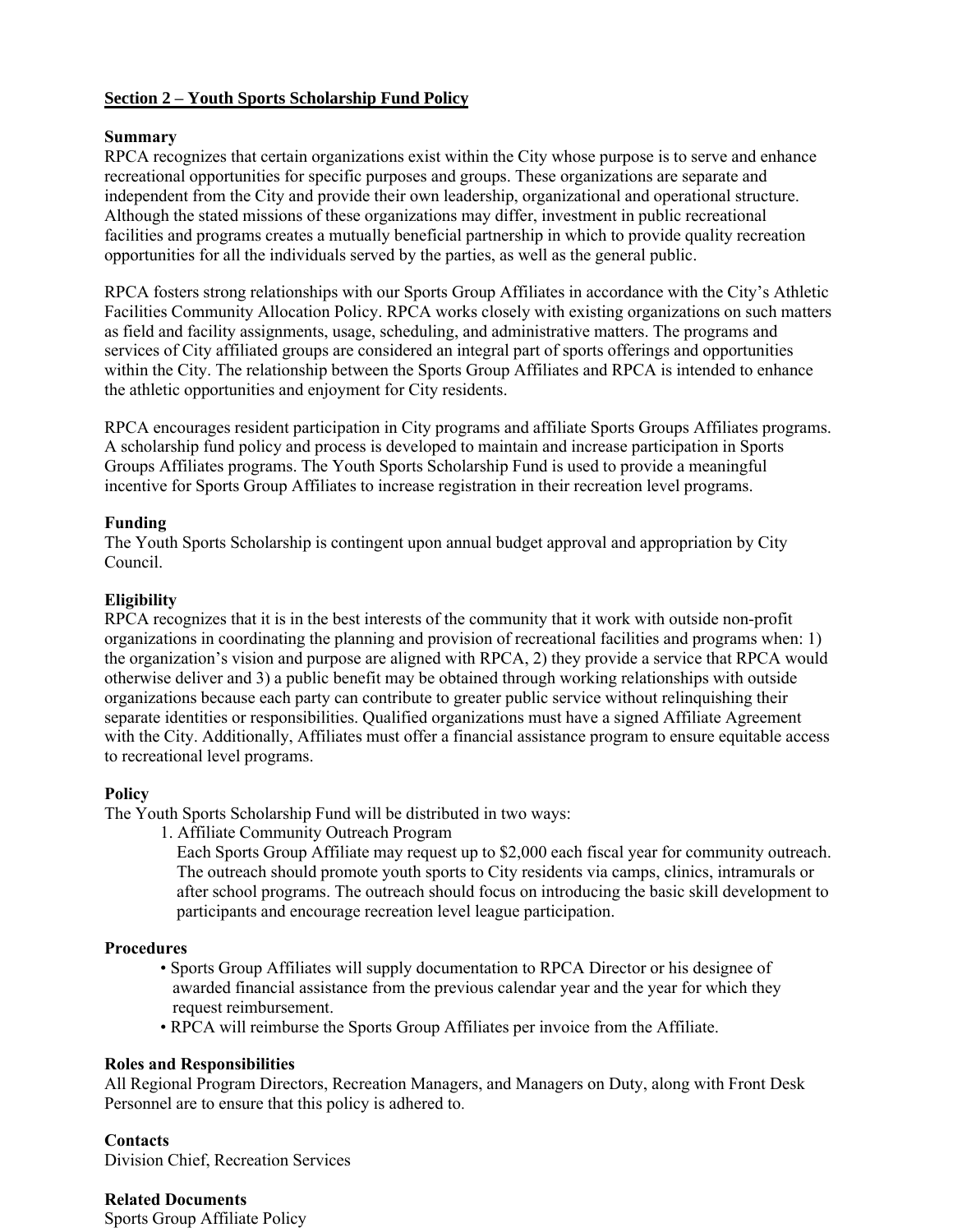## Section 2 – Youth Sports Scholarship Fund Policy

**Summary**

RPCA recognizes that certain organizations exist within the City whose purpose is to serve and enhance recreational opportunities for specific purposes and groups. These organizations are separate and independent from the City and provide their own leadership, organizational and operational structure. Although the stated missions of these organizations may differ, investment in public recreational facilities and programs creates a mutually beneficial partnership in which to provide quality recreation opportunities for all the individuals served by the parties, as well as the general public.

RPCA fosters strong relationships with our Sports Group Affiliates in accordance with the City's Athletic Facilities Community Allocation Policy. RPCA works closely with existing organizations on such matters as field and facility assignments, usage, scheduling, and administrative matters. The programs and services of City affiliated groups are considered an integral part of sports offerings and opportunities within the City. The relationship between the Sports Group Affiliates and RPCA is intended to enhance the athletic opportunities and enjoyment for City residents.

RPCA encourages resident participation in City programs and affiliate Sports Groups Affiliates programs. A scholarship fund policy and process is developed to maintain and increase participation in Sports Groups Affiliates programs. The Youth Sports Scholarship Fund is used to provide a meaningful incentive for Sports Group Affiliates to increase registration in their recreation level programs.

**Funding**

The Youth Sports Scholarship is contingent upon annual budget approval and appropriation by City Council.

**Eligibility**

RPCA recognizes that it is in the best interests of the community that it work with outside non-profit organizations in coordinating the planning and provision of recreational facilities and programs when: 1) the organization's vision and purpose are aligned with RPCA, 2) they provide a service that RPCA would otherwise deliver and 3) a public benefit may be obtained through working relationships with outside organizations because each party can contribute to greater public service without relinquishing their separate identities or responsibilities. Qualified organizations must have a signed Affiliate Agreement with the City. Additionally, Affiliates must offer a financial assistance program to ensure equitable access to recreational level programs.

**Policy**

The Youth Sports Scholarship Fund will be distributed in two ways:

1. Affiliate Community Outreach Program
   Each Sports Group Affiliate may request up to $2,000 each fiscal year for community outreach. The outreach should promote youth sports to City residents via camps, clinics, intramurals or after school programs. The outreach should focus on introducing the basic skill development to participants and encourage recreation level league participation.

**Procedures**

- Sports Group Affiliates will supply documentation to RPCA Director or his designee of awarded financial assistance from the previous calendar year and the year for which they request reimbursement.
- RPCA will reimburse the Sports Group Affiliates per invoice from the Affiliate.

**Roles and Responsibilities**

All Regional Program Directors, Recreation Managers, and Managers on Duty, along with Front Desk Personnel are to ensure that this policy is adhered to.

**Contacts**

Division Chief, Recreation Services

**Related Documents**

Sports Group Affiliate Policy